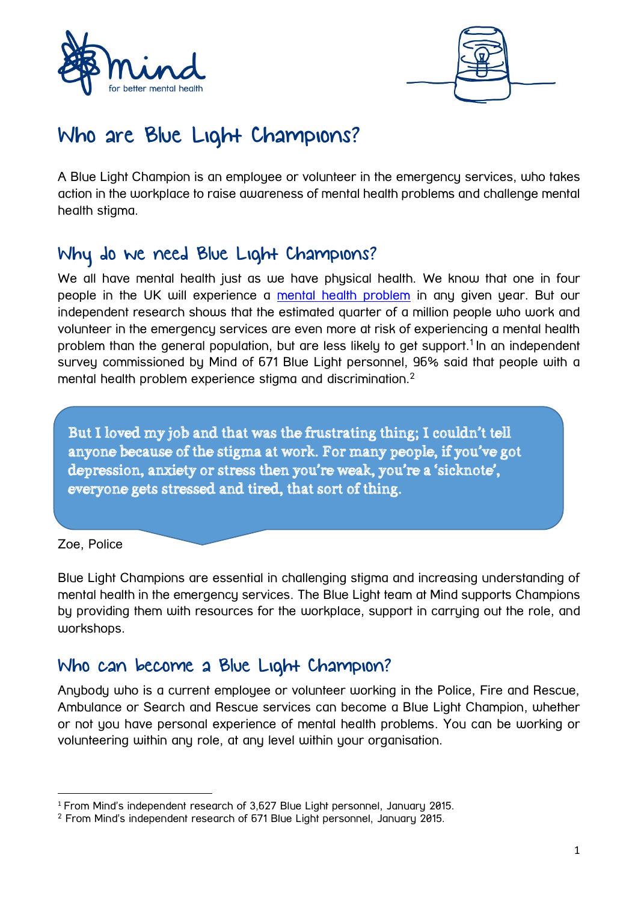# Who are Blue Light Champions?

A Blue Light Champion is an employee or volunteer in the emergency services, who takes action in the workplace to raise awareness of mental health problems and challenge mental health stigma.

## Why do we need Blue Light Champions?

We all have mental health just as we have physical health. We know that one in four people in the UK will experience a [mental health problem]() in any given year. But our independent research shows that the estimated quarter of a million people who work and volunteer in the emergency services are even more at risk of experiencing a mental health problem than the general population, but are less likely to get support.[1] In an independent survey commissioned by Mind of 671 Blue Light personnel, 96% said that people with a mental health problem experience stigma and discrimination.[2]

> **But I loved my job and that was the frustrating thing; I couldn't tell anyone because of the stigma at work. For many people, if you've got depression, anxiety or stress then you're weak, you're a 'sicknote', everyone gets stressed and tired, that sort of thing.**

Zoe, Police

Blue Light Champions are essential in challenging stigma and increasing understanding of mental health in the emergency services. The Blue Light team at Mind supports Champions by providing them with resources for the workplace, support in carrying out the role, and workshops.

## Who can become a Blue Light Champion?

Anybody who is a current employee or volunteer working in the Police, Fire and Rescue, Ambulance or Search and Rescue services can become a Blue Light Champion, whether or not you have personal experience of mental health problems. You can be working or volunteering within any role, at any level within your organisation.

---

[1] From Mind's independent research of 3,627 Blue Light personnel, January 2015.
[2] From Mind's independent research of 671 Blue Light personnel, January 2015.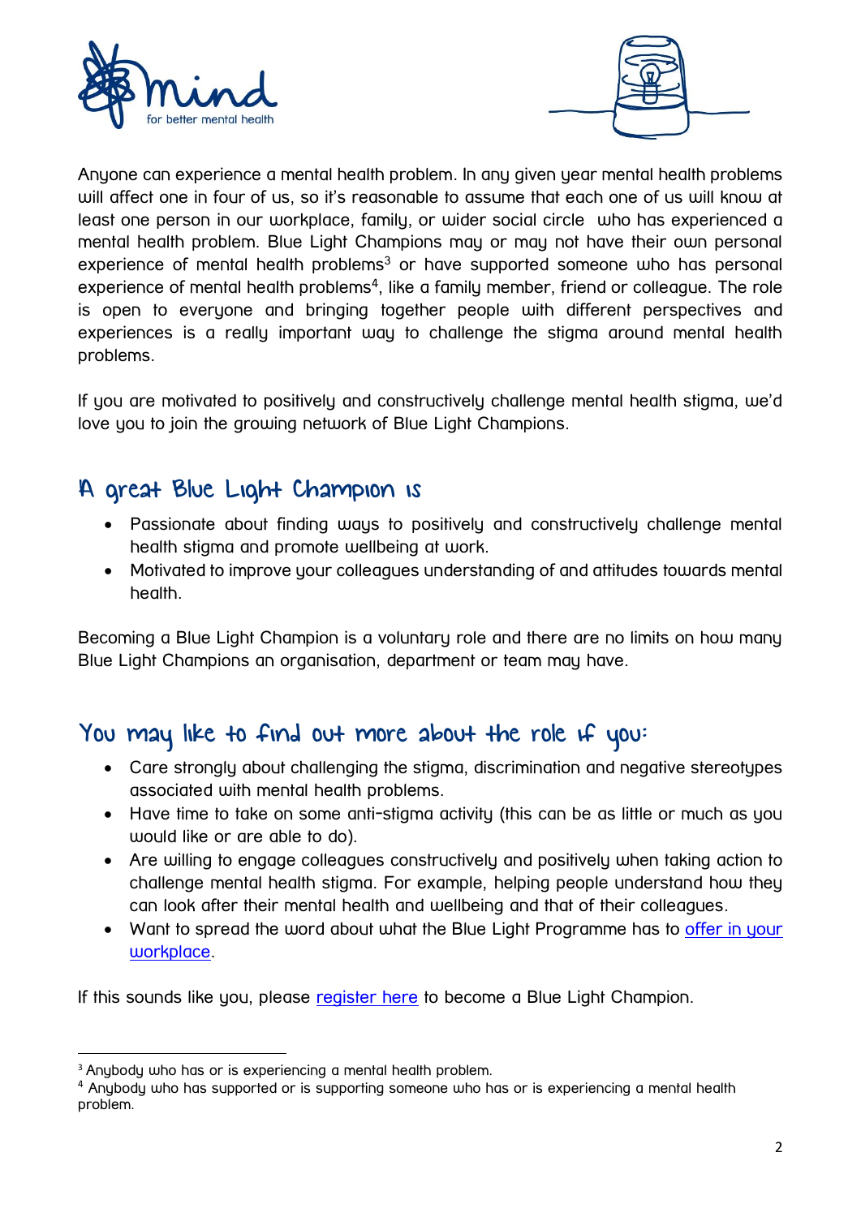Anyone can experience a mental health problem. In any given year mental health problems will affect one in four of us, so it's reasonable to assume that each one of us will know at least one person in our workplace, family, or wider social circle who has experienced a mental health problem. Blue Light Champions may or may not have their own personal experience of mental health problems[3] or have supported someone who has personal experience of mental health problems[4], like a family member, friend or colleague. The role is open to everyone and bringing together people with different perspectives and experiences is a really important way to challenge the stigma around mental health problems.

If you are motivated to positively and constructively challenge mental health stigma, we'd love you to join the growing network of Blue Light Champions.

## A great Blue Light Champion is

- Passionate about finding ways to positively and constructively challenge mental health stigma and promote wellbeing at work.
- Motivated to improve your colleagues understanding of and attitudes towards mental health.

Becoming a Blue Light Champion is a voluntary role and there are no limits on how many Blue Light Champions an organisation, department or team may have.

## You may like to find out more about the role if you:

- Care strongly about challenging the stigma, discrimination and negative stereotypes associated with mental health problems.
- Have time to take on some anti-stigma activity (this can be as little or much as you would like or are able to do).
- Are willing to engage colleagues constructively and positively when taking action to challenge mental health stigma. For example, helping people understand how they can look after their mental health and wellbeing and that of their colleagues.
- Want to spread the word about what the Blue Light Programme has to offer in your workplace.

If this sounds like you, please register here to become a Blue Light Champion.

[3] Anybody who has or is experiencing a mental health problem.

[4] Anybody who has supported or is supporting someone who has or is experiencing a mental health problem.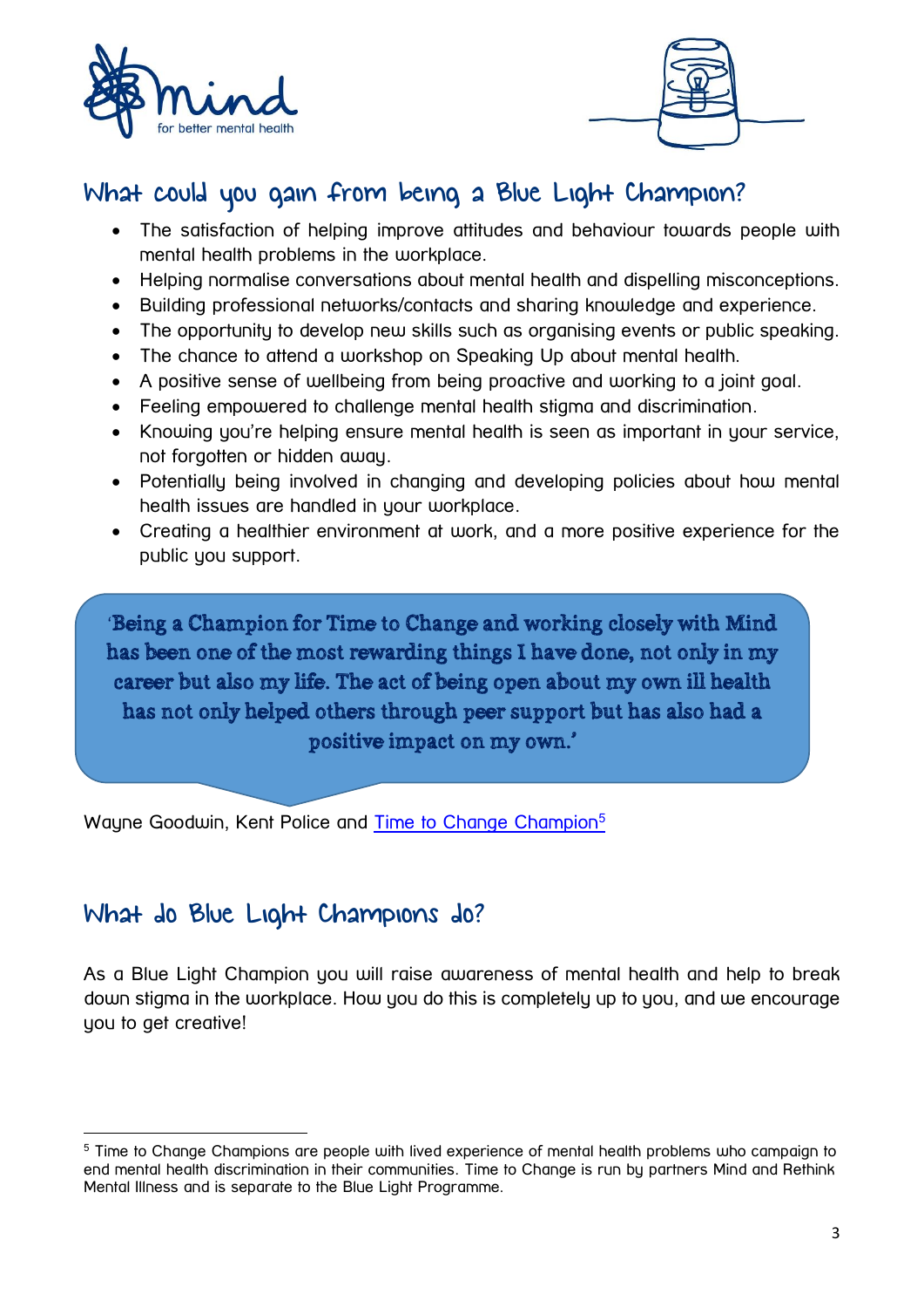## What could you gain from being a Blue Light Champion?

- The satisfaction of helping improve attitudes and behaviour towards people with mental health problems in the workplace.
- Helping normalise conversations about mental health and dispelling misconceptions.
- Building professional networks/contacts and sharing knowledge and experience.
- The opportunity to develop new skills such as organising events or public speaking.
- The chance to attend a workshop on Speaking Up about mental health.
- A positive sense of wellbeing from being proactive and working to a joint goal.
- Feeling empowered to challenge mental health stigma and discrimination.
- Knowing you're helping ensure mental health is seen as important in your service, not forgotten or hidden away.
- Potentially being involved in changing and developing policies about how mental health issues are handled in your workplace.
- Creating a healthier environment at work, and a more positive experience for the public you support.

> **'Being a Champion for Time to Change and working closely with Mind has been one of the most rewarding things I have done, not only in my career but also my life. The act of being open about my own ill health has not only helped others through peer support but has also had a positive impact on my own.'**

Wayne Goodwin, Kent Police and Time to Change Champion[5]

## What do Blue Light Champions do?

As a Blue Light Champion you will raise awareness of mental health and help to break down stigma in the workplace. How you do this is completely up to you, and we encourage you to get creative!

---

[5] Time to Change Champions are people with lived experience of mental health problems who campaign to end mental health discrimination in their communities. Time to Change is run by partners Mind and Rethink Mental Illness and is separate to the Blue Light Programme.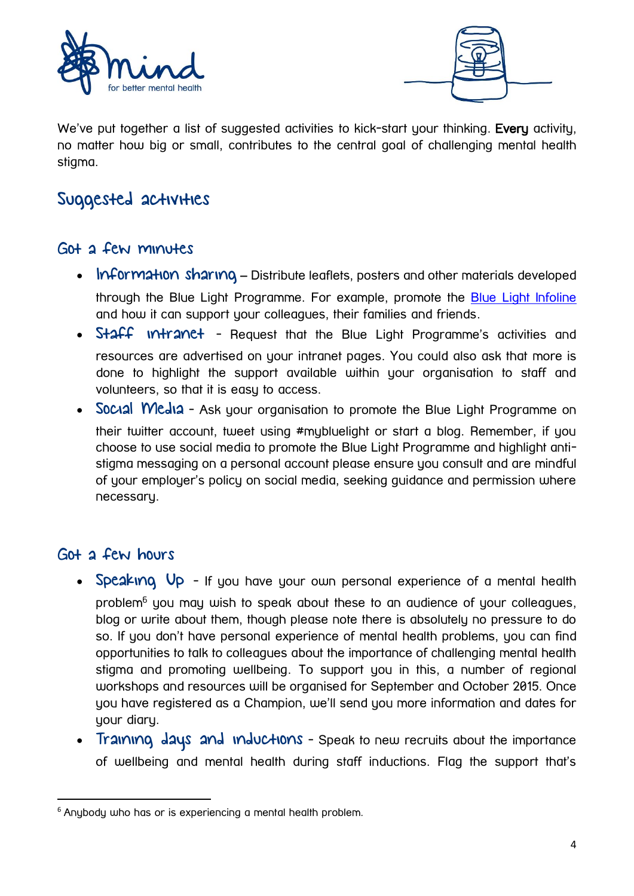We've put together a list of suggested activities to kick-start your thinking. **Every** activity, no matter how big or small, contributes to the central goal of challenging mental health stigma.

## Suggested activities

### Got a few minutes

- **Information sharing** – Distribute leaflets, posters and other materials developed through the Blue Light Programme. For example, promote the [Blue Light Infoline]() and how it can support your colleagues, their families and friends.
- **Staff intranet** - Request that the Blue Light Programme's activities and resources are advertised on your intranet pages. You could also ask that more is done to highlight the support available within your organisation to staff and volunteers, so that it is easy to access.
- **Social Media** - Ask your organisation to promote the Blue Light Programme on their twitter account, tweet using #mybluelight or start a blog. Remember, if you choose to use social media to promote the Blue Light Programme and highlight anti-stigma messaging on a personal account please ensure you consult and are mindful of your employer's policy on social media, seeking guidance and permission where necessary.

### Got a few hours

- **Speaking Up** - If you have your own personal experience of a mental health problem[6] you may wish to speak about these to an audience of your colleagues, blog or write about them, though please note there is absolutely no pressure to do so. If you don't have personal experience of mental health problems, you can find opportunities to talk to colleagues about the importance of challenging mental health stigma and promoting wellbeing. To support you in this, a number of regional workshops and resources will be organised for September and October 2015. Once you have registered as a Champion, we'll send you more information and dates for your diary.
- **Training days and inductions** - Speak to new recruits about the importance of wellbeing and mental health during staff inductions. Flag the support that's

[6] Anybody who has or is experiencing a mental health problem.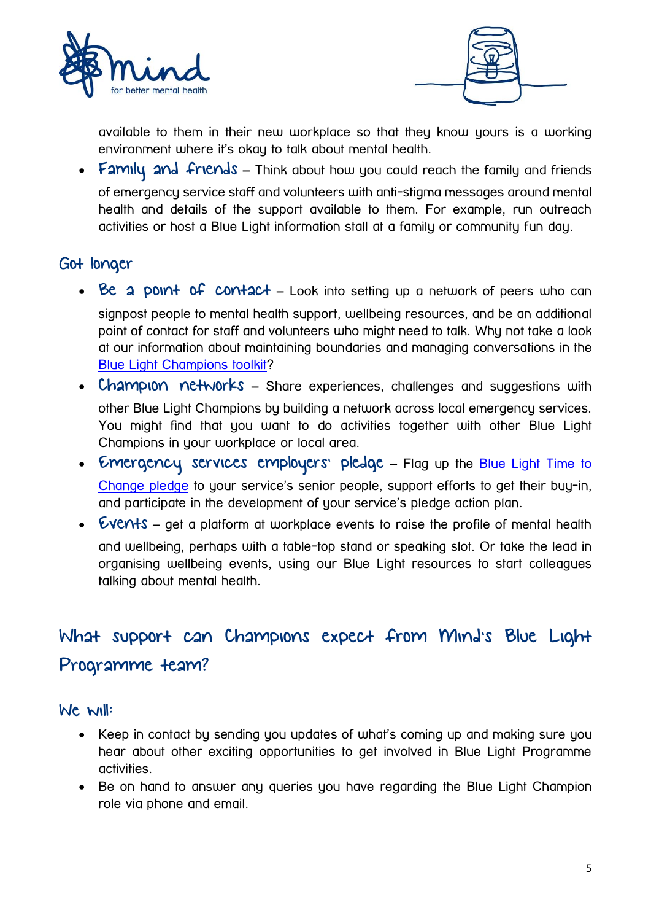available to them in their new workplace so that they know yours is a working environment where it's okay to talk about mental health.

- **Family and friends** – Think about how you could reach the family and friends of emergency service staff and volunteers with anti-stigma messages around mental health and details of the support available to them. For example, run outreach activities or host a Blue Light information stall at a family or community fun day.

### Got longer

- **Be a point of contact** – Look into setting up a network of peers who can signpost people to mental health support, wellbeing resources, and be an additional point of contact for staff and volunteers who might need to talk. Why not take a look at our information about maintaining boundaries and managing conversations in the Blue Light Champions toolkit?
- **Champion networks** – Share experiences, challenges and suggestions with other Blue Light Champions by building a network across local emergency services. You might find that you want to do activities together with other Blue Light Champions in your workplace or local area.
- **Emergency services employers' pledge** – Flag up the Blue Light Time to Change pledge to your service's senior people, support efforts to get their buy-in, and participate in the development of your service's pledge action plan.
- **Events** – get a platform at workplace events to raise the profile of mental health and wellbeing, perhaps with a table-top stand or speaking slot. Or take the lead in organising wellbeing events, using our Blue Light resources to start colleagues talking about mental health.

## What support can Champions expect from Mind's Blue Light Programme team?

### We will:

- Keep in contact by sending you updates of what's coming up and making sure you hear about other exciting opportunities to get involved in Blue Light Programme activities.
- Be on hand to answer any queries you have regarding the Blue Light Champion role via phone and email.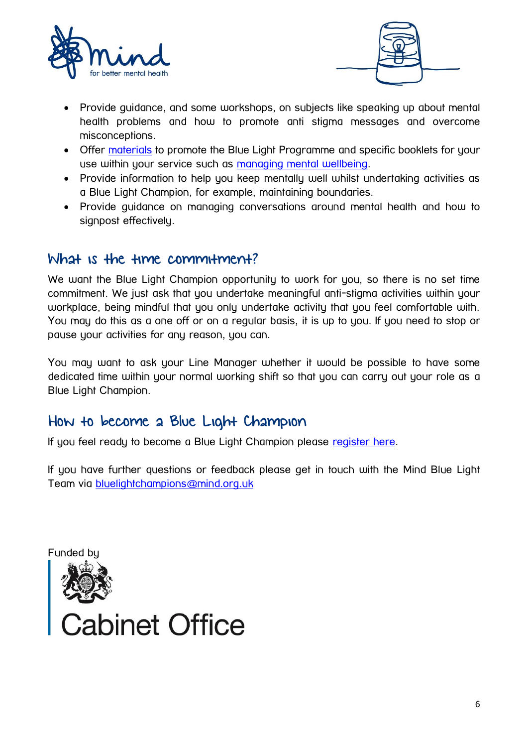- Provide guidance, and some workshops, on subjects like speaking up about mental health problems and how to promote anti stigma messages and overcome misconceptions.
- Offer [materials](materials) to promote the Blue Light Programme and specific booklets for your use within your service such as [managing mental wellbeing](managing mental wellbeing).
- Provide information to help you keep mentally well whilst undertaking activities as a Blue Light Champion, for example, maintaining boundaries.
- Provide guidance on managing conversations around mental health and how to signpost effectively.

## What is the time commitment?

We want the Blue Light Champion opportunity to work for you, so there is no set time commitment. We just ask that you undertake meaningful anti-stigma activities within your workplace, being mindful that you only undertake activity that you feel comfortable with. You may do this as a one off or on a regular basis, it is up to you. If you need to stop or pause your activities for any reason, you can.

You may want to ask your Line Manager whether it would be possible to have some dedicated time within your normal working shift so that you can carry out your role as a Blue Light Champion.

## How to become a Blue Light Champion

If you feel ready to become a Blue Light Champion please register here.

If you have further questions or feedback please get in touch with the Mind Blue Light Team via bluelightchampions@mind.org.uk

Funded by

Cabinet Office